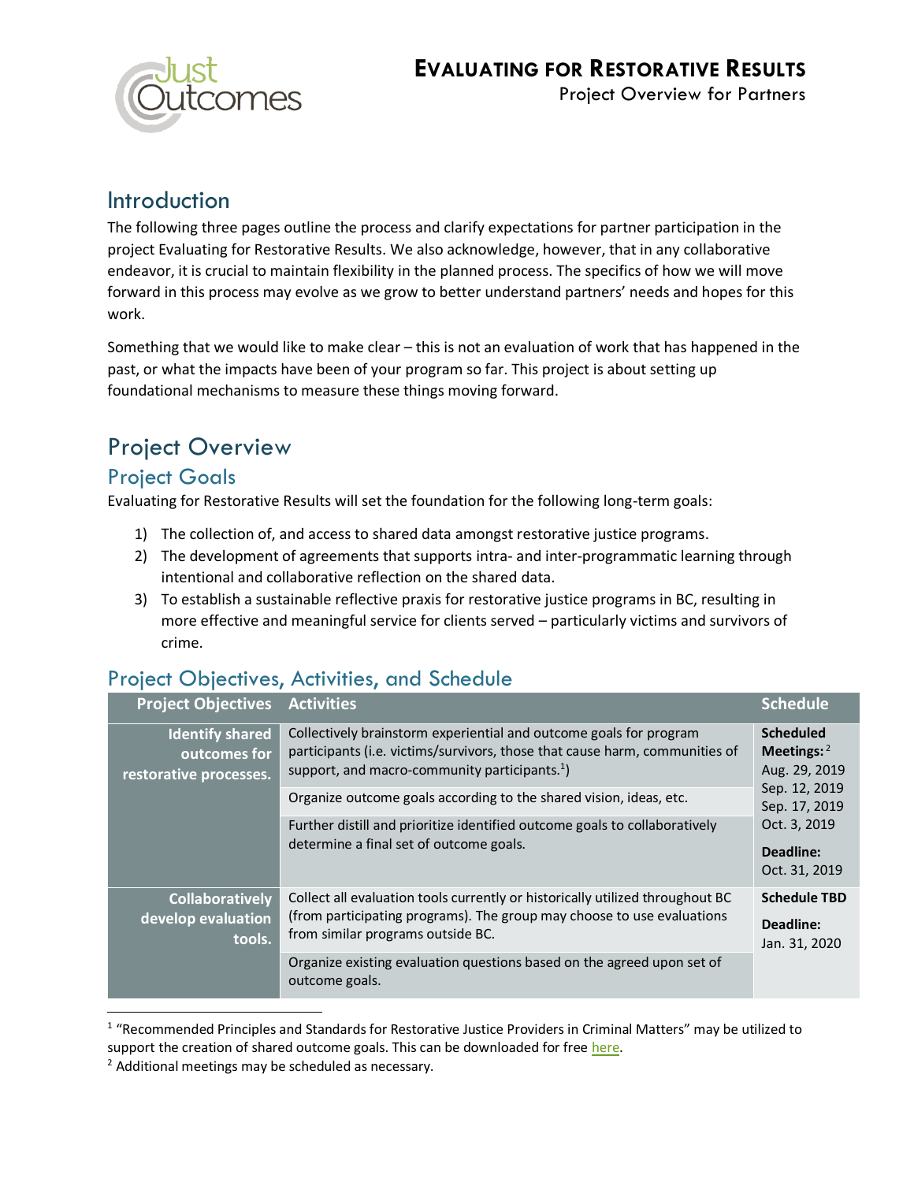# EVALUATING FOR RESTORATIVE RESULTS

Project Overview for Partners

## Introduction

The following three pages outline the process and clarify expectations for partner participation in the project Evaluating for Restorative Results. We also acknowledge, however, that in any collaborative endeavor, it is crucial to maintain flexibility in the planned process. The specifics of how we will move forward in this process may evolve as we grow to better understand partners' needs and hopes for this work.

Something that we would like to make clear – this is not an evaluation of work that has happened in the past, or what the impacts have been of your program so far. This project is about setting up foundational mechanisms to measure these things moving forward.

## Project Overview

### Project Goals

Evaluating for Restorative Results will set the foundation for the following long-term goals:

1) The collection of, and access to shared data amongst restorative justice programs.
2) The development of agreements that supports intra- and inter-programmatic learning through intentional and collaborative reflection on the shared data.
3) To establish a sustainable reflective praxis for restorative justice programs in BC, resulting in more effective and meaningful service for clients served – particularly victims and survivors of crime.

### Project Objectives, Activities, and Schedule

| Project Objectives | Activities | Schedule |
|---|---|---|
| **Identify shared outcomes for restorative processes.** | Collectively brainstorm experiential and outcome goals for program participants (i.e. victims/survivors, those that cause harm, communities of support, and macro-community participants.[1]) | **Scheduled Meetings:**[2] Aug. 29, 2019 Sep. 12, 2019 Sep. 17, 2019 Oct. 3, 2019 **Deadline:** Oct. 31, 2019 |
| | Organize outcome goals according to the shared vision, ideas, etc. | |
| | Further distill and prioritize identified outcome goals to collaboratively determine a final set of outcome goals. | |
| **Collaboratively develop evaluation tools.** | Collect all evaluation tools currently or historically utilized throughout BC (from participating programs). The group may choose to use evaluations from similar programs outside BC. | **Schedule TBD** **Deadline:** Jan. 31, 2020 |
| | Organize existing evaluation questions based on the agreed upon set of outcome goals. | |

[1] "Recommended Principles and Standards for Restorative Justice Providers in Criminal Matters" may be utilized to support the creation of shared outcome goals. This can be downloaded for free here.

[2] Additional meetings may be scheduled as necessary.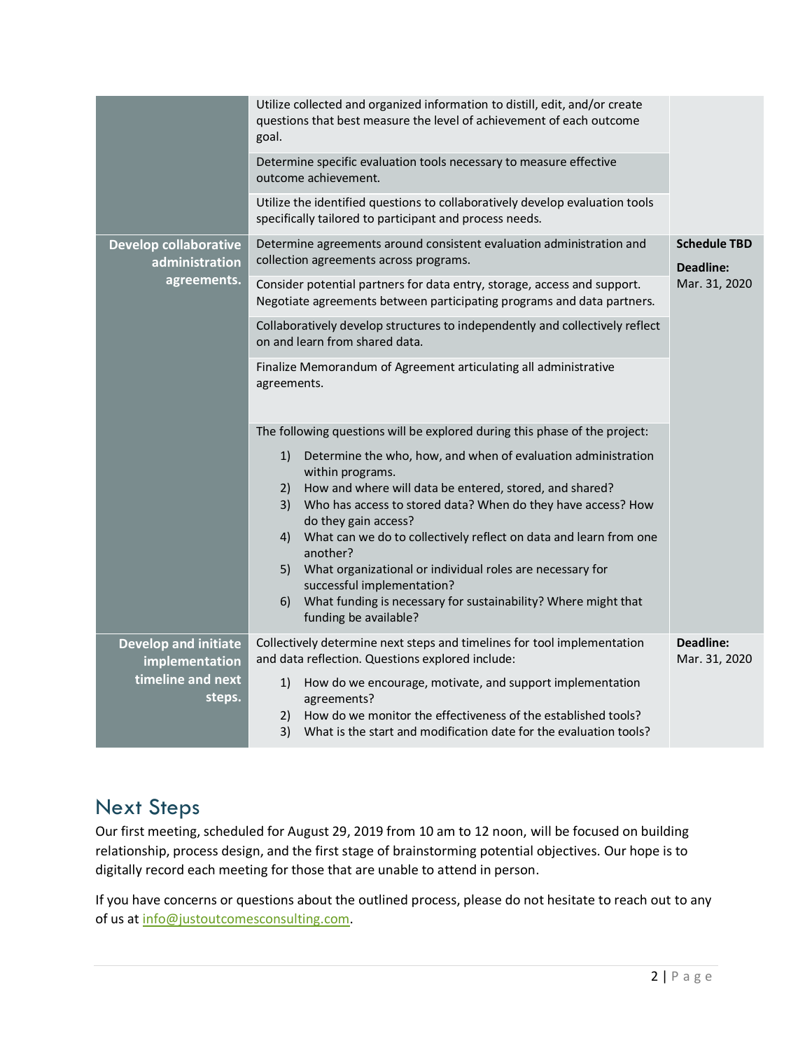| | | |
|---|---|---|
| | Utilize collected and organized information to distill, edit, and/or create questions that best measure the level of achievement of each outcome goal. | |
| | Determine specific evaluation tools necessary to measure effective outcome achievement. | |
| | Utilize the identified questions to collaboratively develop evaluation tools specifically tailored to participant and process needs. | |
| **Develop collaborative administration agreements.** | Determine agreements around consistent evaluation administration and collection agreements across programs. | **Schedule TBD** **Deadline:** Mar. 31, 2020 |
| | Consider potential partners for data entry, storage, access and support. Negotiate agreements between participating programs and data partners. | |
| | Collaboratively develop structures to independently and collectively reflect on and learn from shared data. | |
| | Finalize Memorandum of Agreement articulating all administrative agreements. | |
| | The following questions will be explored during this phase of the project: 1) Determine the who, how, and when of evaluation administration within programs. 2) How and where will data be entered, stored, and shared? 3) Who has access to stored data? When do they have access? How do they gain access? 4) What can we do to collectively reflect on data and learn from one another? 5) What organizational or individual roles are necessary for successful implementation? 6) What funding is necessary for sustainability? Where might that funding be available? | |
| **Develop and initiate implementation timeline and next steps.** | Collectively determine next steps and timelines for tool implementation and data reflection. Questions explored include: 1) How do we encourage, motivate, and support implementation agreements? 2) How do we monitor the effectiveness of the established tools? 3) What is the start and modification date for the evaluation tools? | **Deadline:** Mar. 31, 2020 |

## Next Steps

Our first meeting, scheduled for August 29, 2019 from 10 am to 12 noon, will be focused on building relationship, process design, and the first stage of brainstorming potential objectives. Our hope is to digitally record each meeting for those that are unable to attend in person.

If you have concerns or questions about the outlined process, please do not hesitate to reach out to any of us at info@justoutcomesconsulting.com.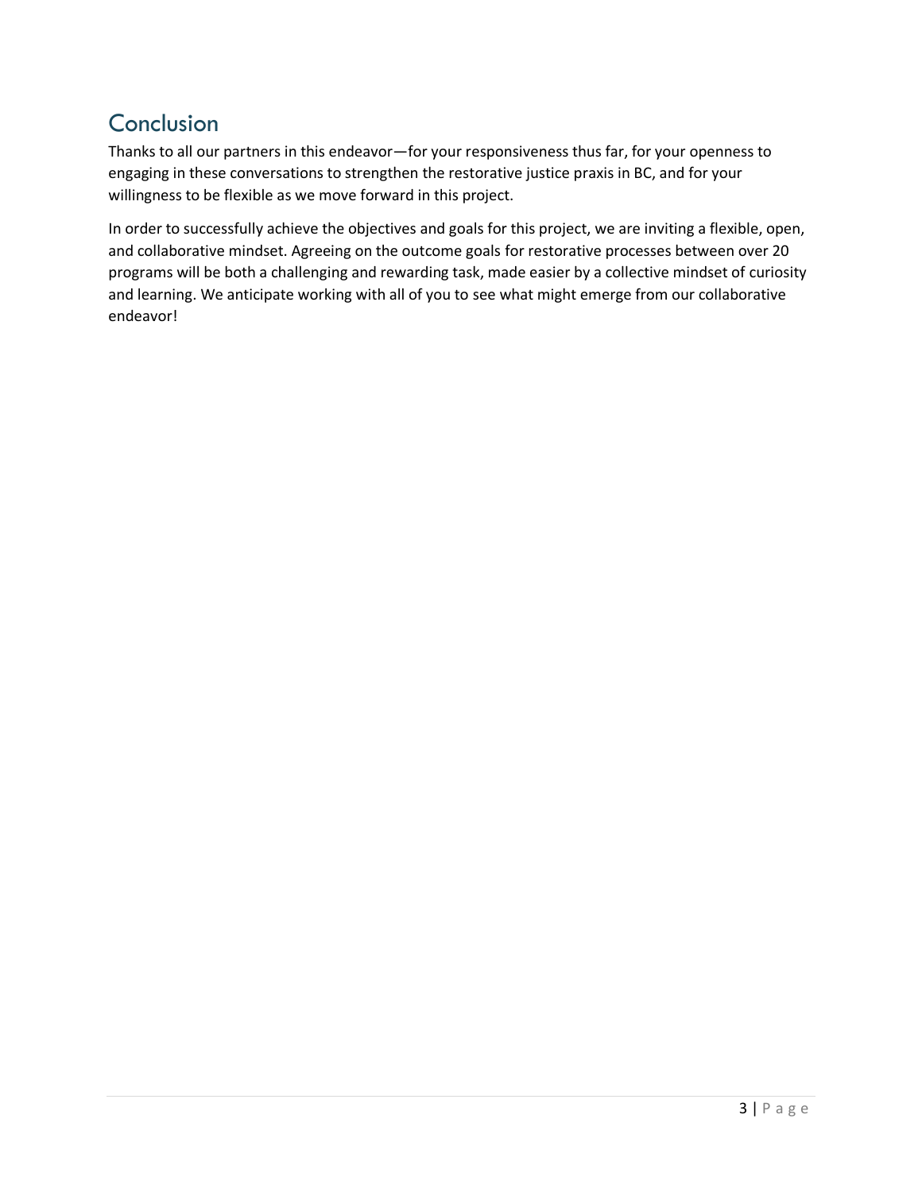## Conclusion

Thanks to all our partners in this endeavor—for your responsiveness thus far, for your openness to engaging in these conversations to strengthen the restorative justice praxis in BC, and for your willingness to be flexible as we move forward in this project.

In order to successfully achieve the objectives and goals for this project, we are inviting a flexible, open, and collaborative mindset. Agreeing on the outcome goals for restorative processes between over 20 programs will be both a challenging and rewarding task, made easier by a collective mindset of curiosity and learning. We anticipate working with all of you to see what might emerge from our collaborative endeavor!